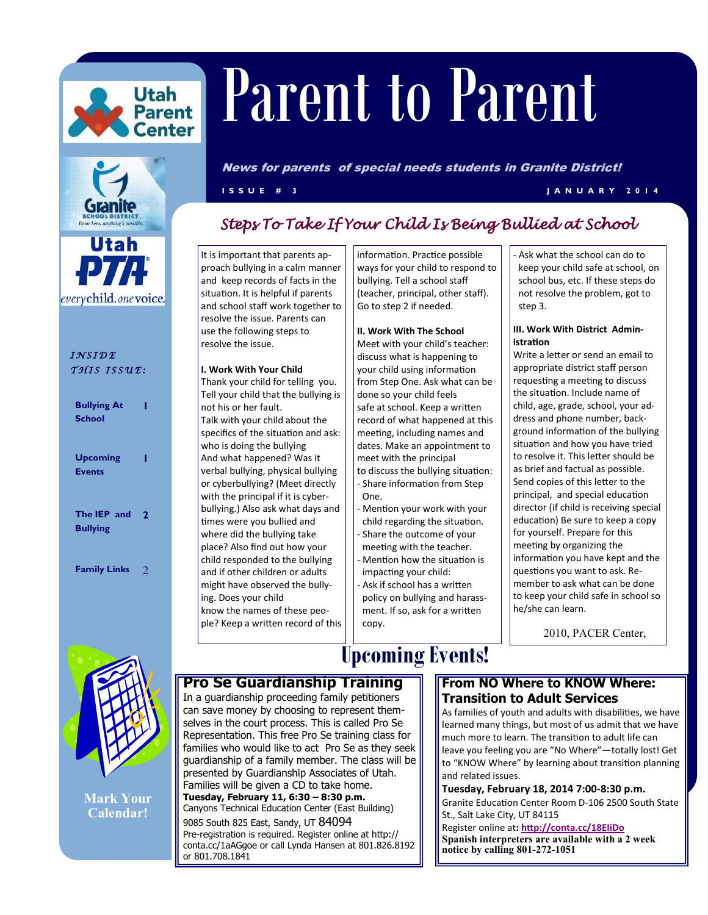# Parent to Parent

Utah Parent Center

Granite School District — From here, anything's possible.

Utah PTA — everychild. onevoice.

*News for parents of special needs students in Granite District!*

ISSUE # 3 — JANUARY 2014

**INSIDE THIS ISSUE:**

| | |
|---|---|
| Bullying At School | 1 |
| Upcoming Events | 1 |
| The IEP and Bullying | 2 |
| Family Links | 2 |

## Steps To Take If Your Child Is Being Bullied at School

It is important that parents approach bullying in a calm manner and keep records of facts in the situation. It is helpful if parents and school staff work together to resolve the issue. Parents can use the following steps to resolve the issue.

**I. Work With Your Child**

Thank your child for telling you. Tell your child that the bullying is not his or her fault.

Talk with your child about the specifics of the situation and ask: who is doing the bullying

And what happened? Was it verbal bullying, physical bullying or cyberbullying? (Meet directly with the principal if it is cyber-bullying.) Also ask what days and times were you bullied and where did the bullying take place? Also find out how your child responded to the bullying and if other children or adults might have observed the bullying. Does your child know the names of these people? Keep a written record of this information. Practice possible ways for your child to respond to bullying. Tell a school staff (teacher, principal, other staff). Go to step 2 if needed.

**II. Work With The School**

Meet with your child's teacher: discuss what is happening to your child using information from Step One. Ask what can be done so your child feels safe at school. Keep a written record of what happened at this meeting, including names and dates. Make an appointment to meet with the principal to discuss the bullying situation:

- Share information from Step One.
- Mention your work with your child regarding the situation.
- Share the outcome of your meeting with the teacher.
- Mention how the situation is impacting your child:
- Ask if school has a written policy on bullying and harassment. If so, ask for a written copy.
- Ask what the school can do to keep your child safe at school, on school bus, etc. If these steps do not resolve the problem, got to step 3.

**III. Work With District Administration**

Write a letter or send an email to appropriate district staff person requesting a meeting to discuss the situation. Include name of child, age, grade, school, your address and phone number, background information of the bullying situation and how you have tried to resolve it. This letter should be as brief and factual as possible. Send copies of this letter to the principal, and special education director (if child is receiving special education) Be sure to keep a copy for yourself. Prepare for this meeting by organizing the information you have kept and the questions you want to ask. Remember to ask what can be done to keep your child safe in school so he/she can learn.

2010, PACER Center,

## Upcoming Events!

### Pro Se Guardianship Training

In a guardianship proceeding family petitioners can save money by choosing to represent themselves in the court process. This is called Pro Se Representation. This free Pro Se training class for families who would like to act Pro Se as they seek guardianship of a family member. The class will be presented by Guardianship Associates of Utah. Families will be given a CD to take home.

**Tuesday, February 11, 6:30 – 8:30 p.m.**

Canyons Technical Education Center (East Building)

9085 South 825 East, Sandy, UT 84094

Pre-registration is required. Register online at http://conta.cc/1aAGgoe or call Lynda Hansen at 801.826.8192 or 801.708.1841

### From NO Where to KNOW Where: Transition to Adult Services

As families of youth and adults with disabilities, we have learned many things, but most of us admit that we have much more to learn. The transition to adult life can leave you feeling you are "No Where"—totally lost! Get to "KNOW Where" by learning about transition planning and related issues.

**Tuesday, February 18, 2014 7:00-8:30 p.m.**

Granite Education Center Room D-106 2500 South State St., Salt Lake City, UT 84115

Register online at: **http://conta.cc/18EIiDo**

**Spanish interpreters are available with a 2 week notice by calling 801-272-1051**

**Mark Your Calendar!**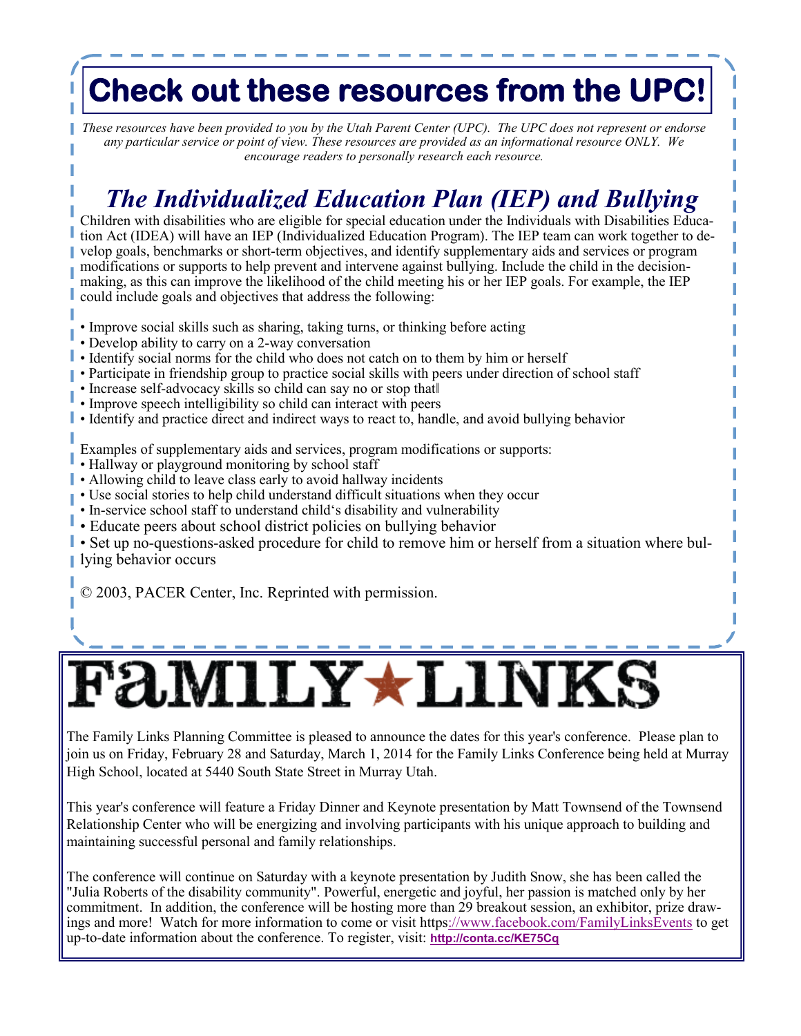# Check out these resources from the UPC!

*These resources have been provided to you by the Utah Parent Center (UPC). The UPC does not represent or endorse any particular service or point of view. These resources are provided as an informational resource ONLY. We encourage readers to personally research each resource.*

## *The Individualized Education Plan (IEP) and Bullying*

Children with disabilities who are eligible for special education under the Individuals with Disabilities Education Act (IDEA) will have an IEP (Individualized Education Program). The IEP team can work together to develop goals, benchmarks or short-term objectives, and identify supplementary aids and services or program modifications or supports to help prevent and intervene against bullying. Include the child in the decision-making, as this can improve the likelihood of the child meeting his or her IEP goals. For example, the IEP could include goals and objectives that address the following:

- Improve social skills such as sharing, taking turns, or thinking before acting
- Develop ability to carry on a 2-way conversation
- Identify social norms for the child who does not catch on to them by him or herself
- Participate in friendship group to practice social skills with peers under direction of school staff
- Increase self-advocacy skills so child can say no or stop that‖
- Improve speech intelligibility so child can interact with peers
- Identify and practice direct and indirect ways to react to, handle, and avoid bullying behavior

Examples of supplementary aids and services, program modifications or supports:

- Hallway or playground monitoring by school staff
- Allowing child to leave class early to avoid hallway incidents
- Use social stories to help child understand difficult situations when they occur
- In-service school staff to understand child's disability and vulnerability
- Educate peers about school district policies on bullying behavior
- Set up no-questions-asked procedure for child to remove him or herself from a situation where bullying behavior occurs

© 2003, PACER Center, Inc. Reprinted with permission.

# FAMILY★LINKS

The Family Links Planning Committee is pleased to announce the dates for this year's conference. Please plan to join us on Friday, February 28 and Saturday, March 1, 2014 for the Family Links Conference being held at Murray High School, located at 5440 South State Street in Murray Utah.

This year's conference will feature a Friday Dinner and Keynote presentation by Matt Townsend of the Townsend Relationship Center who will be energizing and involving participants with his unique approach to building and maintaining successful personal and family relationships.

The conference will continue on Saturday with a keynote presentation by Judith Snow, she has been called the "Julia Roberts of the disability community". Powerful, energetic and joyful, her passion is matched only by her commitment. In addition, the conference will be hosting more than 29 breakout session, an exhibitor, prize drawings and more! Watch for more information to come or visit https://www.facebook.com/FamilyLinksEvents to get up-to-date information about the conference. To register, visit: **http://conta.cc/KE75Cq**